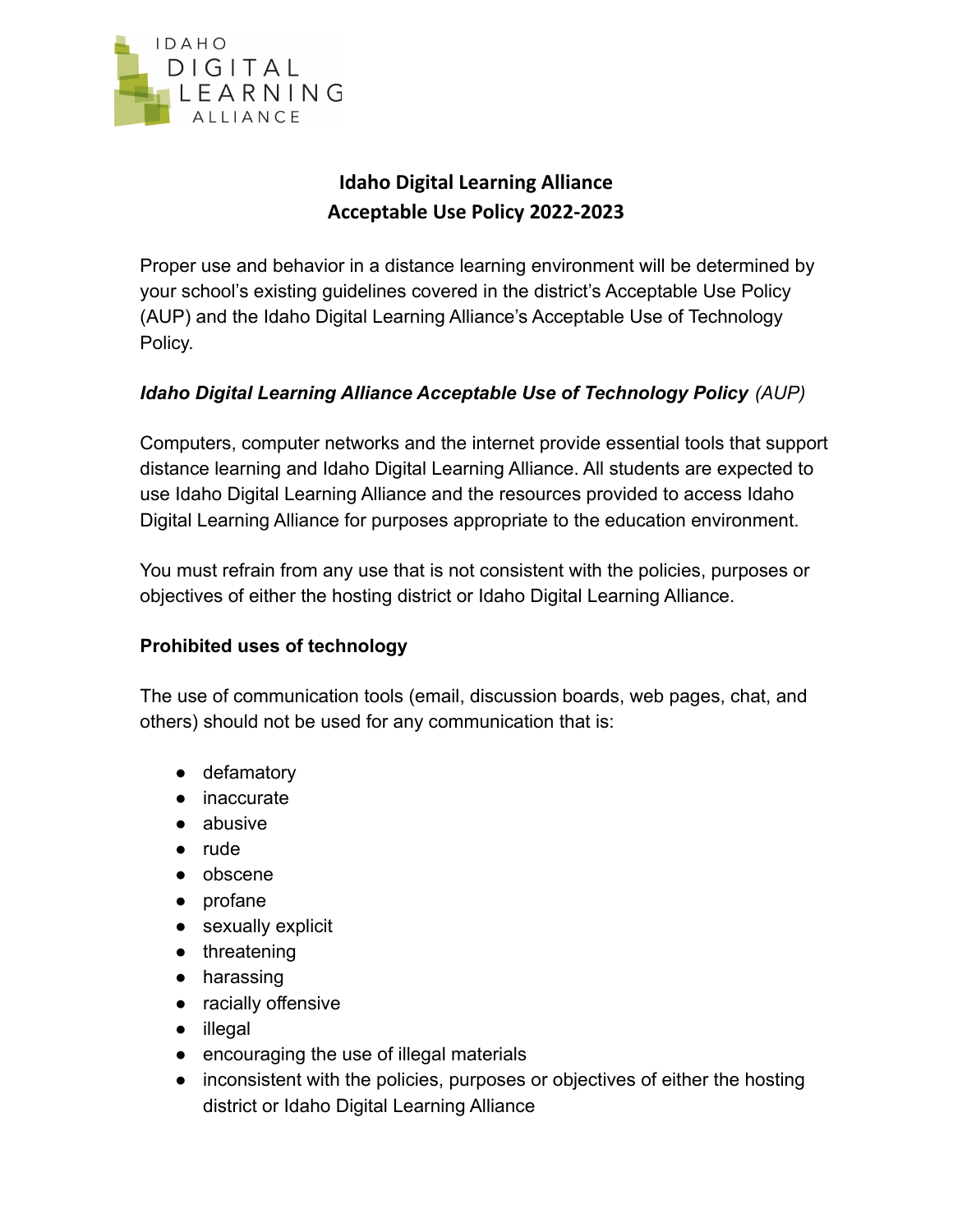# Idaho Digital Learning Alliance
# Acceptable Use Policy 2022-2023

Proper use and behavior in a distance learning environment will be determined by your school's existing guidelines covered in the district's Acceptable Use Policy (AUP) and the Idaho Digital Learning Alliance's Acceptable Use of Technology Policy.

***Idaho Digital Learning Alliance Acceptable Use of Technology Policy*** *(AUP)*

Computers, computer networks and the internet provide essential tools that support distance learning and Idaho Digital Learning Alliance. All students are expected to use Idaho Digital Learning Alliance and the resources provided to access Idaho Digital Learning Alliance for purposes appropriate to the education environment.

You must refrain from any use that is not consistent with the policies, purposes or objectives of either the hosting district or Idaho Digital Learning Alliance.

**Prohibited uses of technology**

The use of communication tools (email, discussion boards, web pages, chat, and others) should not be used for any communication that is:

- defamatory
- inaccurate
- abusive
- rude
- obscene
- profane
- sexually explicit
- threatening
- harassing
- racially offensive
- illegal
- encouraging the use of illegal materials
- inconsistent with the policies, purposes or objectives of either the hosting district or Idaho Digital Learning Alliance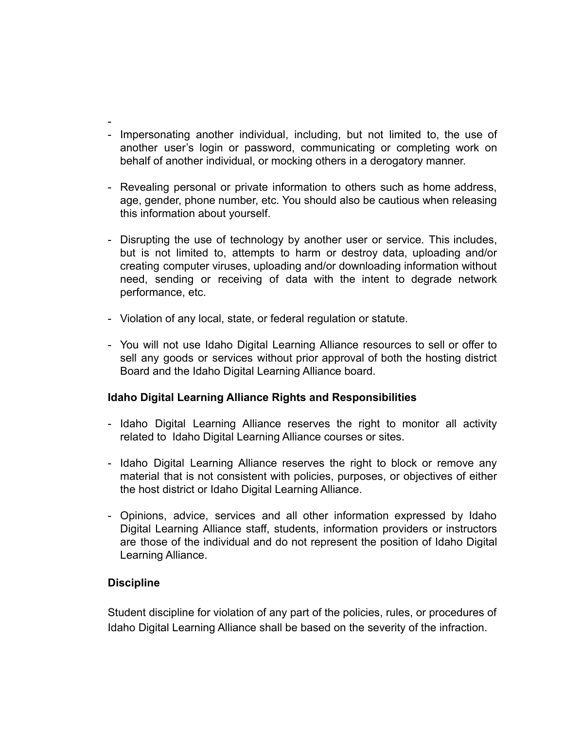- Impersonating another individual, including, but not limited to, the use of another user's login or password, communicating or completing work on behalf of another individual, or mocking others in a derogatory manner.

- Revealing personal or private information to others such as home address, age, gender, phone number, etc. You should also be cautious when releasing this information about yourself.

- Disrupting the use of technology by another user or service. This includes, but is not limited to, attempts to harm or destroy data, uploading and/or creating computer viruses, uploading and/or downloading information without need, sending or receiving of data with the intent to degrade network performance, etc.

- Violation of any local, state, or federal regulation or statute.

- You will not use Idaho Digital Learning Alliance resources to sell or offer to sell any goods or services without prior approval of both the hosting district Board and the Idaho Digital Learning Alliance board.

**Idaho Digital Learning Alliance Rights and Responsibilities**

- Idaho Digital Learning Alliance reserves the right to monitor all activity related to Idaho Digital Learning Alliance courses or sites.

- Idaho Digital Learning Alliance reserves the right to block or remove any material that is not consistent with policies, purposes, or objectives of either the host district or Idaho Digital Learning Alliance.

- Opinions, advice, services and all other information expressed by Idaho Digital Learning Alliance staff, students, information providers or instructors are those of the individual and do not represent the position of Idaho Digital Learning Alliance.

**Discipline**

Student discipline for violation of any part of the policies, rules, or procedures of Idaho Digital Learning Alliance shall be based on the severity of the infraction.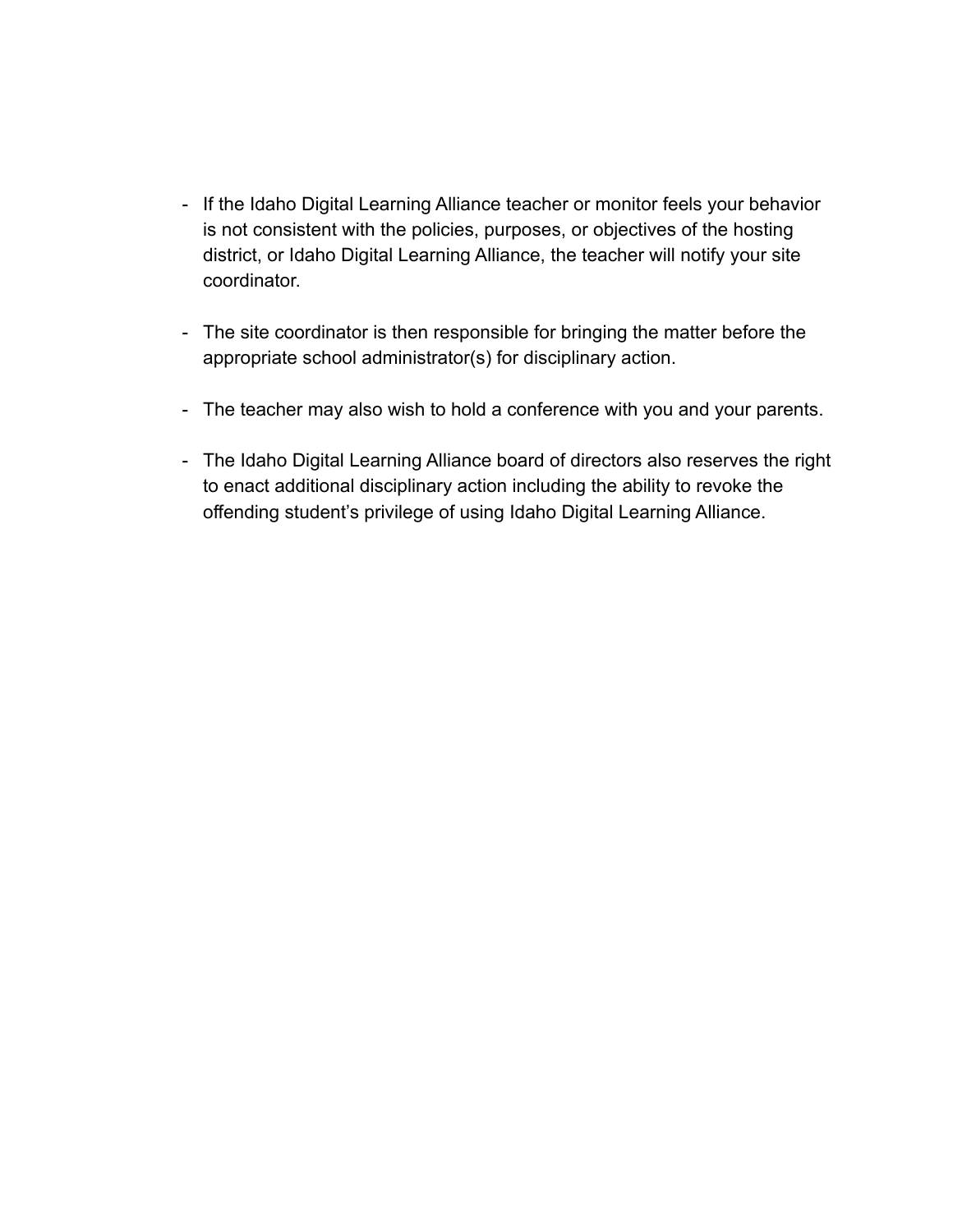- If the Idaho Digital Learning Alliance teacher or monitor feels your behavior is not consistent with the policies, purposes, or objectives of the hosting district, or Idaho Digital Learning Alliance, the teacher will notify your site coordinator.

- The site coordinator is then responsible for bringing the matter before the appropriate school administrator(s) for disciplinary action.

- The teacher may also wish to hold a conference with you and your parents.

- The Idaho Digital Learning Alliance board of directors also reserves the right to enact additional disciplinary action including the ability to revoke the offending student's privilege of using Idaho Digital Learning Alliance.